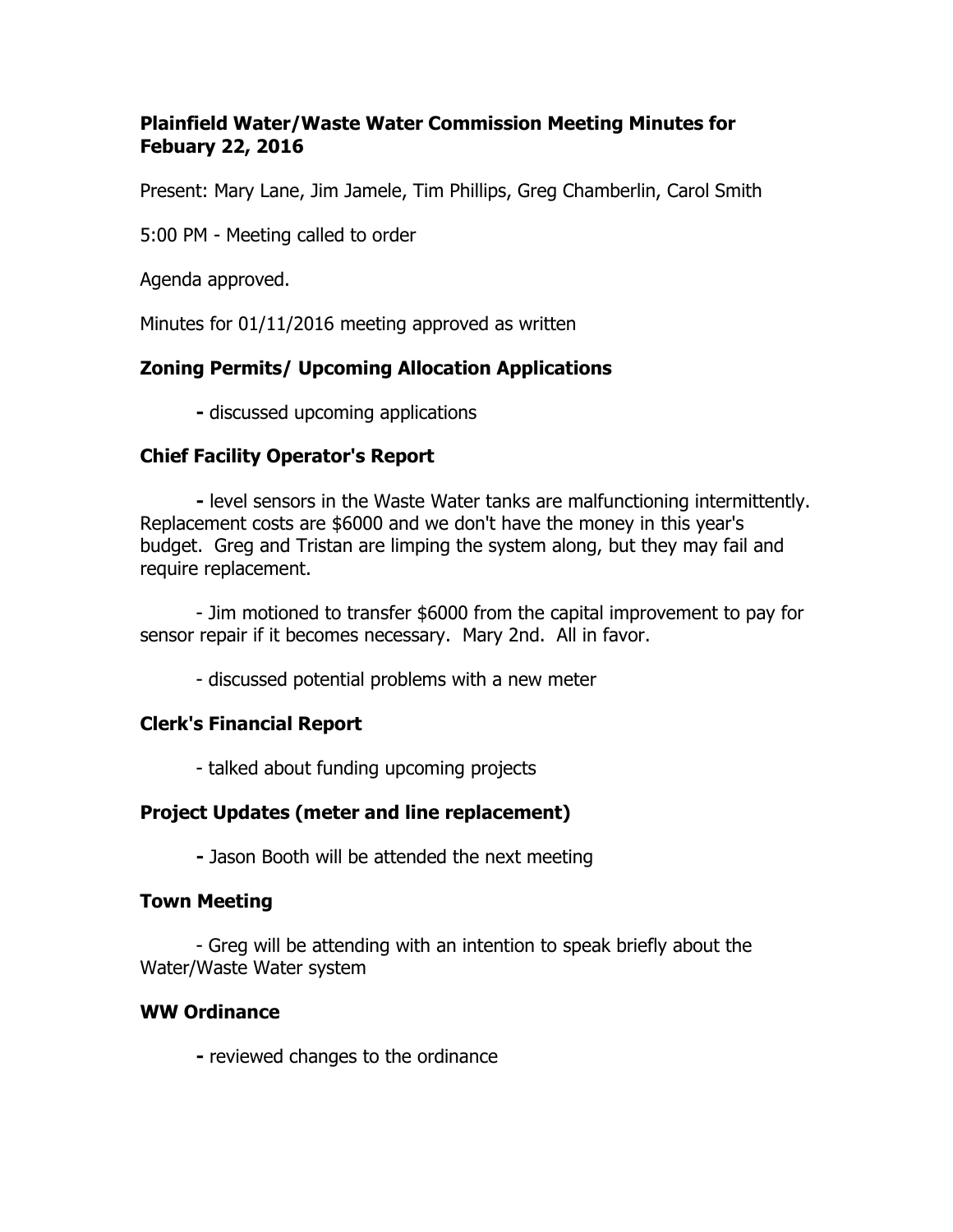**Plainfield Water/Waste Water Commission Meeting Minutes for Febuary 22, 2016**

Present: Mary Lane, Jim Jamele, Tim Phillips, Greg Chamberlin, Carol Smith

5:00 PM - Meeting called to order

Agenda approved.

Minutes for 01/11/2016 meeting approved as written

### Zoning Permits/ Upcoming Allocation Applications

- discussed upcoming applications

### Chief Facility Operator's Report

- level sensors in the Waste Water tanks are malfunctioning intermittently. Replacement costs are $6000 and we don't have the money in this year's budget. Greg and Tristan are limping the system along, but they may fail and require replacement.

- Jim motioned to transfer $6000 from the capital improvement to pay for sensor repair if it becomes necessary. Mary 2nd. All in favor.

- discussed potential problems with a new meter

### Clerk's Financial Report

- talked about funding upcoming projects

### Project Updates (meter and line replacement)

- Jason Booth will be attended the next meeting

### Town Meeting

- Greg will be attending with an intention to speak briefly about the Water/Waste Water system

### WW Ordinance

- reviewed changes to the ordinance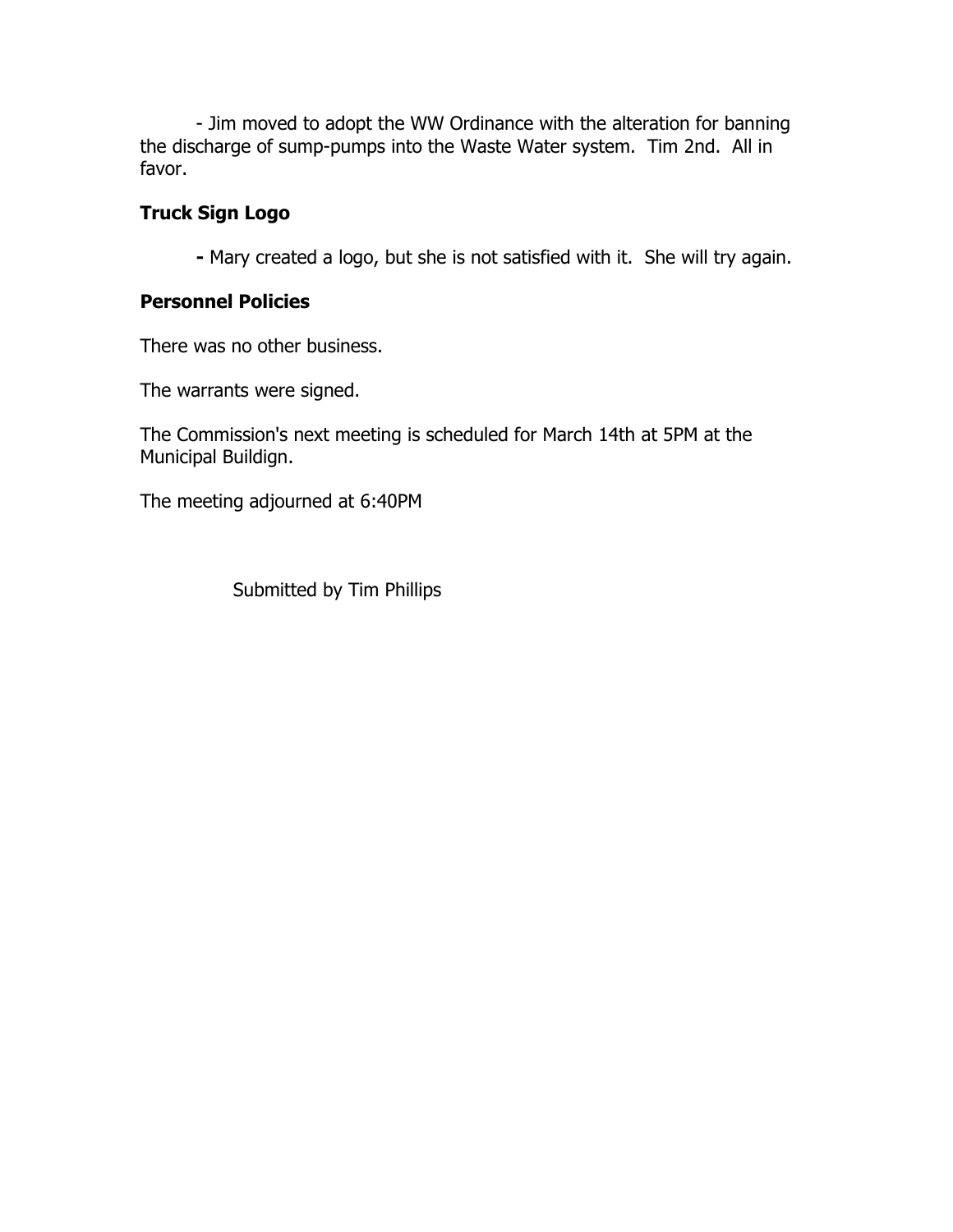- Jim moved to adopt the WW Ordinance with the alteration for banning the discharge of sump-pumps into the Waste Water system. Tim 2nd. All in favor.

**Truck Sign Logo**

**-** Mary created a logo, but she is not satisfied with it. She will try again.

**Personnel Policies**

There was no other business.

The warrants were signed.

The Commission's next meeting is scheduled for March 14th at 5PM at the Municipal Buildign.

The meeting adjourned at 6:40PM

Submitted by Tim Phillips